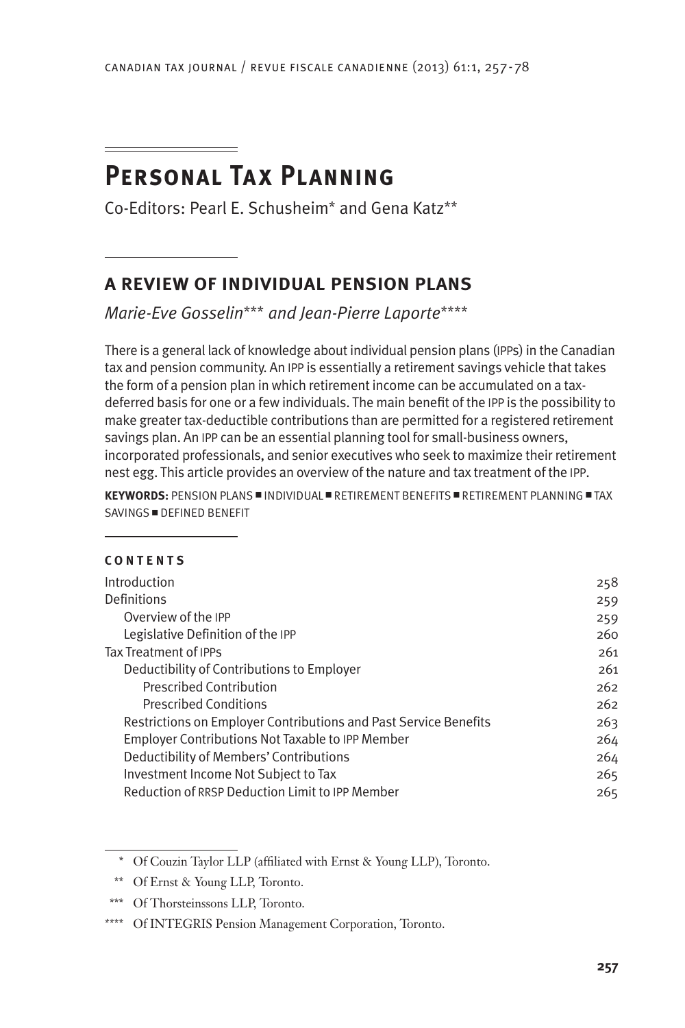# Personal Tax Planning

Co-Editors: Pearl E. Schusheim* and Gena Katz**

## A Review of Individual Pension Plans

*Marie-Eve Gosselin\*\*\* and Jean-Pierre Laporte\*\*\*\**

There is a general lack of knowledge about individual pension plans (IPPs) in the Canadian tax and pension community. An IPP is essentially a retirement savings vehicle that takes the form of a pension plan in which retirement income can be accumulated on a tax-deferred basis for one or a few individuals. The main benefit of the IPP is the possibility to make greater tax-deductible contributions than are permitted for a registered retirement savings plan. An IPP can be an essential planning tool for small-business owners, incorporated professionals, and senior executives who seek to maximize their retirement nest egg. This article provides an overview of the nature and tax treatment of the IPP.

**KEYWORDS:** PENSION PLANS ■ INDIVIDUAL ■ RETIREMENT BENEFITS ■ RETIREMENT PLANNING ■ TAX SAVINGS ■ DEFINED BENEFIT

**CONTENTS**

| | |
|---|---|
| Introduction | 258 |
| Definitions | 259 |
| Overview of the IPP | 259 |
| Legislative Definition of the IPP | 260 |
| Tax Treatment of IPPs | 261 |
| Deductibility of Contributions to Employer | 261 |
| Prescribed Contribution | 262 |
| Prescribed Conditions | 262 |
| Restrictions on Employer Contributions and Past Service Benefits | 263 |
| Employer Contributions Not Taxable to IPP Member | 264 |
| Deductibility of Members' Contributions | 264 |
| Investment Income Not Subject to Tax | 265 |
| Reduction of RRSP Deduction Limit to IPP Member | 265 |

\* Of Couzin Taylor LLP (affiliated with Ernst & Young LLP), Toronto.

\*\* Of Ernst & Young LLP, Toronto.

\*\*\* Of Thorsteinssons LLP, Toronto.

\*\*\*\* Of INTEGRIS Pension Management Corporation, Toronto.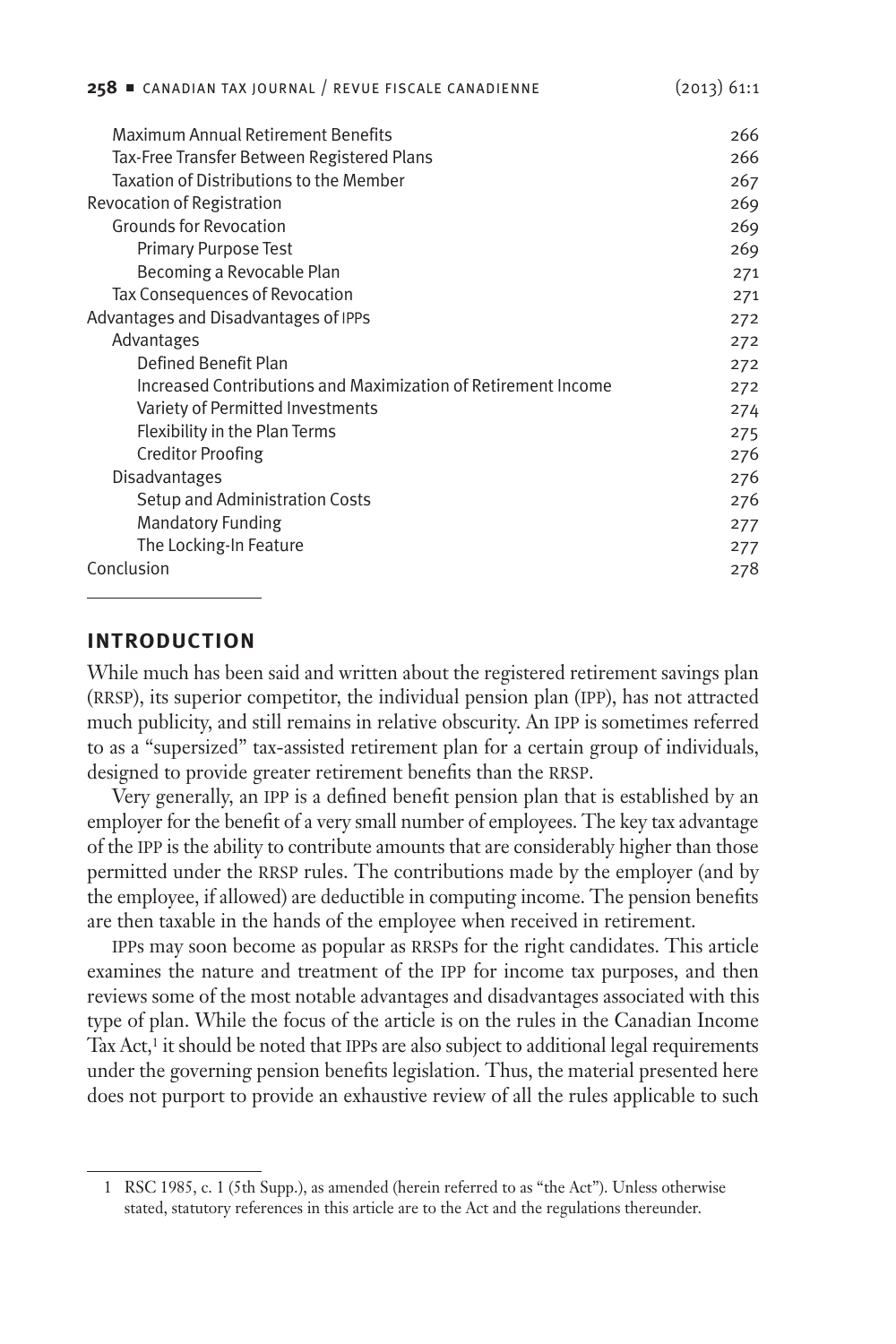| | |
|---|---|
| Maximum Annual Retirement Benefits | 266 |
| Tax-Free Transfer Between Registered Plans | 266 |
| Taxation of Distributions to the Member | 267 |
| Revocation of Registration | 269 |
| Grounds for Revocation | 269 |
| Primary Purpose Test | 269 |
| Becoming a Revocable Plan | 271 |
| Tax Consequences of Revocation | 271 |
| Advantages and Disadvantages of IPPs | 272 |
| Advantages | 272 |
| Defined Benefit Plan | 272 |
| Increased Contributions and Maximization of Retirement Income | 272 |
| Variety of Permitted Investments | 274 |
| Flexibility in the Plan Terms | 275 |
| Creditor Proofing | 276 |
| Disadvantages | 276 |
| Setup and Administration Costs | 276 |
| Mandatory Funding | 277 |
| The Locking-In Feature | 277 |
| Conclusion | 278 |

## INTRODUCTION

While much has been said and written about the registered retirement savings plan (RRSP), its superior competitor, the individual pension plan (IPP), has not attracted much publicity, and still remains in relative obscurity. An IPP is sometimes referred to as a "supersized" tax-assisted retirement plan for a certain group of individuals, designed to provide greater retirement benefits than the RRSP.

Very generally, an IPP is a defined benefit pension plan that is established by an employer for the benefit of a very small number of employees. The key tax advantage of the IPP is the ability to contribute amounts that are considerably higher than those permitted under the RRSP rules. The contributions made by the employer (and by the employee, if allowed) are deductible in computing income. The pension benefits are then taxable in the hands of the employee when received in retirement.

IPPs may soon become as popular as RRSPs for the right candidates. This article examines the nature and treatment of the IPP for income tax purposes, and then reviews some of the most notable advantages and disadvantages associated with this type of plan. While the focus of the article is on the rules in the Canadian Income Tax Act,[1] it should be noted that IPPs are also subject to additional legal requirements under the governing pension benefits legislation. Thus, the material presented here does not purport to provide an exhaustive review of all the rules applicable to such

---

1 RSC 1985, c. 1 (5th Supp.), as amended (herein referred to as "the Act"). Unless otherwise stated, statutory references in this article are to the Act and the regulations thereunder.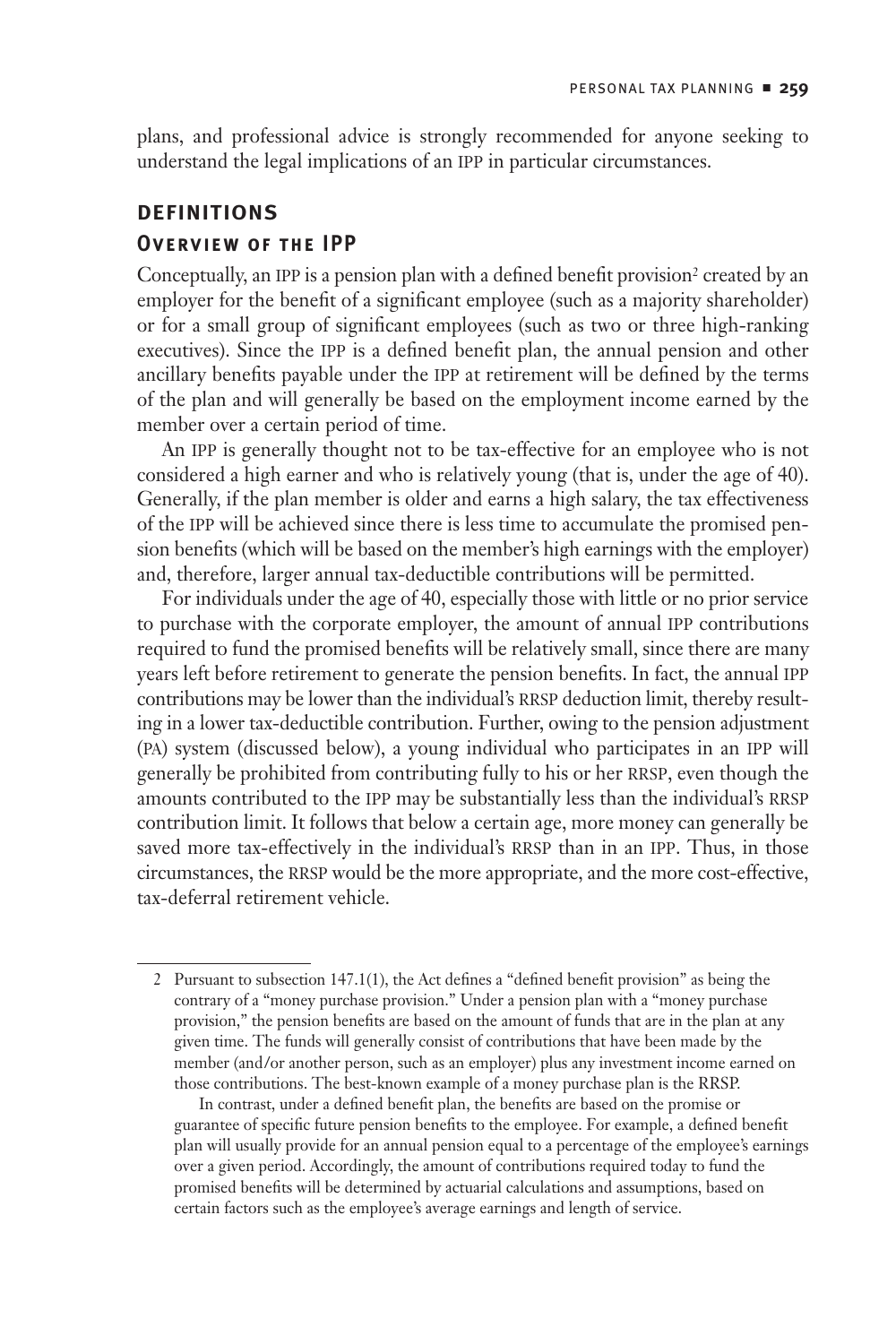plans, and professional advice is strongly recommended for anyone seeking to understand the legal implications of an IPP in particular circumstances.

## DEFINITIONS

### Overview of the IPP

Conceptually, an IPP is a pension plan with a defined benefit provision[2] created by an employer for the benefit of a significant employee (such as a majority shareholder) or for a small group of significant employees (such as two or three high-ranking executives). Since the IPP is a defined benefit plan, the annual pension and other ancillary benefits payable under the IPP at retirement will be defined by the terms of the plan and will generally be based on the employment income earned by the member over a certain period of time.

An IPP is generally thought not to be tax-effective for an employee who is not considered a high earner and who is relatively young (that is, under the age of 40). Generally, if the plan member is older and earns a high salary, the tax effectiveness of the IPP will be achieved since there is less time to accumulate the promised pension benefits (which will be based on the member's high earnings with the employer) and, therefore, larger annual tax-deductible contributions will be permitted.

For individuals under the age of 40, especially those with little or no prior service to purchase with the corporate employer, the amount of annual IPP contributions required to fund the promised benefits will be relatively small, since there are many years left before retirement to generate the pension benefits. In fact, the annual IPP contributions may be lower than the individual's RRSP deduction limit, thereby resulting in a lower tax-deductible contribution. Further, owing to the pension adjustment (PA) system (discussed below), a young individual who participates in an IPP will generally be prohibited from contributing fully to his or her RRSP, even though the amounts contributed to the IPP may be substantially less than the individual's RRSP contribution limit. It follows that below a certain age, more money can generally be saved more tax-effectively in the individual's RRSP than in an IPP. Thus, in those circumstances, the RRSP would be the more appropriate, and the more cost-effective, tax-deferral retirement vehicle.

---

2 Pursuant to subsection 147.1(1), the Act defines a "defined benefit provision" as being the contrary of a "money purchase provision." Under a pension plan with a "money purchase provision," the pension benefits are based on the amount of funds that are in the plan at any given time. The funds will generally consist of contributions that have been made by the member (and/or another person, such as an employer) plus any investment income earned on those contributions. The best-known example of a money purchase plan is the RRSP.

In contrast, under a defined benefit plan, the benefits are based on the promise or guarantee of specific future pension benefits to the employee. For example, a defined benefit plan will usually provide for an annual pension equal to a percentage of the employee's earnings over a given period. Accordingly, the amount of contributions required today to fund the promised benefits will be determined by actuarial calculations and assumptions, based on certain factors such as the employee's average earnings and length of service.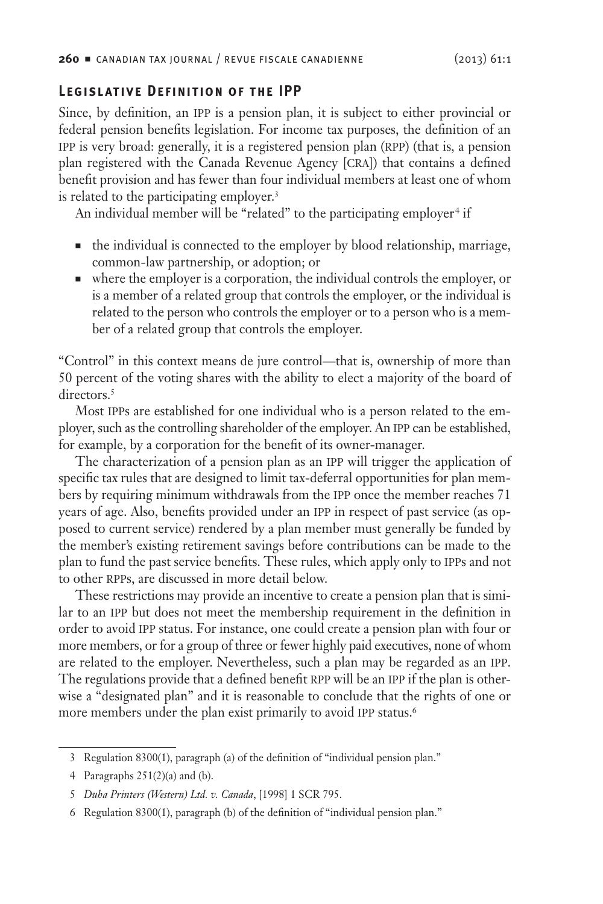## Legislative Definition of the IPP

Since, by definition, an IPP is a pension plan, it is subject to either provincial or federal pension benefits legislation. For income tax purposes, the definition of an IPP is very broad: generally, it is a registered pension plan (RPP) (that is, a pension plan registered with the Canada Revenue Agency [CRA]) that contains a defined benefit provision and has fewer than four individual members at least one of whom is related to the participating employer.[3]

An individual member will be "related" to the participating employer[4] if

- the individual is connected to the employer by blood relationship, marriage, common-law partnership, or adoption; or
- where the employer is a corporation, the individual controls the employer, or is a member of a related group that controls the employer, or the individual is related to the person who controls the employer or to a person who is a member of a related group that controls the employer.

"Control" in this context means de jure control—that is, ownership of more than 50 percent of the voting shares with the ability to elect a majority of the board of directors.[5]

Most IPPs are established for one individual who is a person related to the employer, such as the controlling shareholder of the employer. An IPP can be established, for example, by a corporation for the benefit of its owner-manager.

The characterization of a pension plan as an IPP will trigger the application of specific tax rules that are designed to limit tax-deferral opportunities for plan members by requiring minimum withdrawals from the IPP once the member reaches 71 years of age. Also, benefits provided under an IPP in respect of past service (as opposed to current service) rendered by a plan member must generally be funded by the member's existing retirement savings before contributions can be made to the plan to fund the past service benefits. These rules, which apply only to IPPs and not to other RPPs, are discussed in more detail below.

These restrictions may provide an incentive to create a pension plan that is similar to an IPP but does not meet the membership requirement in the definition in order to avoid IPP status. For instance, one could create a pension plan with four or more members, or for a group of three or fewer highly paid executives, none of whom are related to the employer. Nevertheless, such a plan may be regarded as an IPP. The regulations provide that a defined benefit RPP will be an IPP if the plan is otherwise a "designated plan" and it is reasonable to conclude that the rights of one or more members under the plan exist primarily to avoid IPP status.[6]

---

3 Regulation 8300(1), paragraph (a) of the definition of "individual pension plan."

4 Paragraphs 251(2)(a) and (b).

5 *Duha Printers (Western) Ltd. v. Canada*, [1998] 1 SCR 795.

6 Regulation 8300(1), paragraph (b) of the definition of "individual pension plan."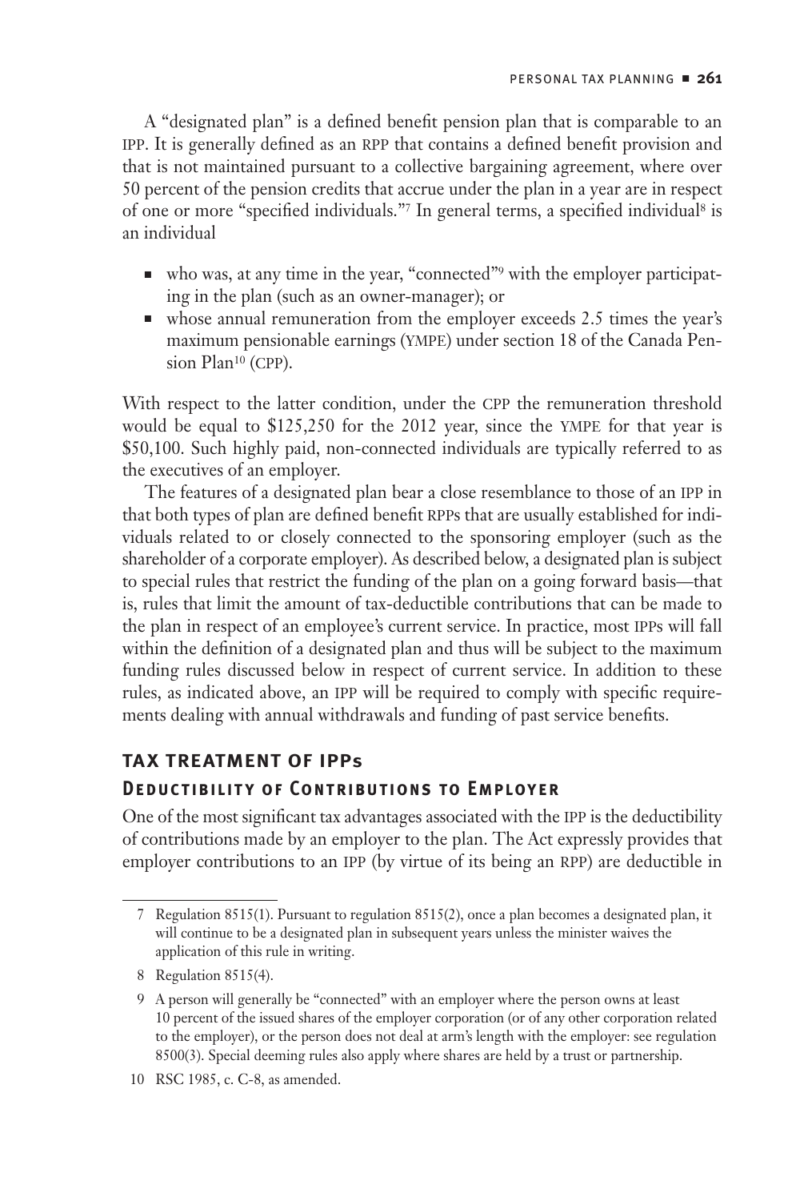A "designated plan" is a defined benefit pension plan that is comparable to an IPP. It is generally defined as an RPP that contains a defined benefit provision and that is not maintained pursuant to a collective bargaining agreement, where over 50 percent of the pension credits that accrue under the plan in a year are in respect of one or more "specified individuals."[7] In general terms, a specified individual[8] is an individual

- who was, at any time in the year, "connected"[9] with the employer participating in the plan (such as an owner-manager); or
- whose annual remuneration from the employer exceeds 2.5 times the year's maximum pensionable earnings (YMPE) under section 18 of the Canada Pension Plan[10] (CPP).

With respect to the latter condition, under the CPP the remuneration threshold would be equal to $125,250 for the 2012 year, since the YMPE for that year is $50,100. Such highly paid, non-connected individuals are typically referred to as the executives of an employer.

The features of a designated plan bear a close resemblance to those of an IPP in that both types of plan are defined benefit RPPs that are usually established for individuals related to or closely connected to the sponsoring employer (such as the shareholder of a corporate employer). As described below, a designated plan is subject to special rules that restrict the funding of the plan on a going forward basis—that is, rules that limit the amount of tax-deductible contributions that can be made to the plan in respect of an employee's current service. In practice, most IPPs will fall within the definition of a designated plan and thus will be subject to the maximum funding rules discussed below in respect of current service. In addition to these rules, as indicated above, an IPP will be required to comply with specific requirements dealing with annual withdrawals and funding of past service benefits.

## TAX TREATMENT OF IPPs

### Deductibility of Contributions to Employer

One of the most significant tax advantages associated with the IPP is the deductibility of contributions made by an employer to the plan. The Act expressly provides that employer contributions to an IPP (by virtue of its being an RPP) are deductible in

---

7 Regulation 8515(1). Pursuant to regulation 8515(2), once a plan becomes a designated plan, it will continue to be a designated plan in subsequent years unless the minister waives the application of this rule in writing.

8 Regulation 8515(4).

9 A person will generally be "connected" with an employer where the person owns at least 10 percent of the issued shares of the employer corporation (or of any other corporation related to the employer), or the person does not deal at arm's length with the employer: see regulation 8500(3). Special deeming rules also apply where shares are held by a trust or partnership.

10 RSC 1985, c. C-8, as amended.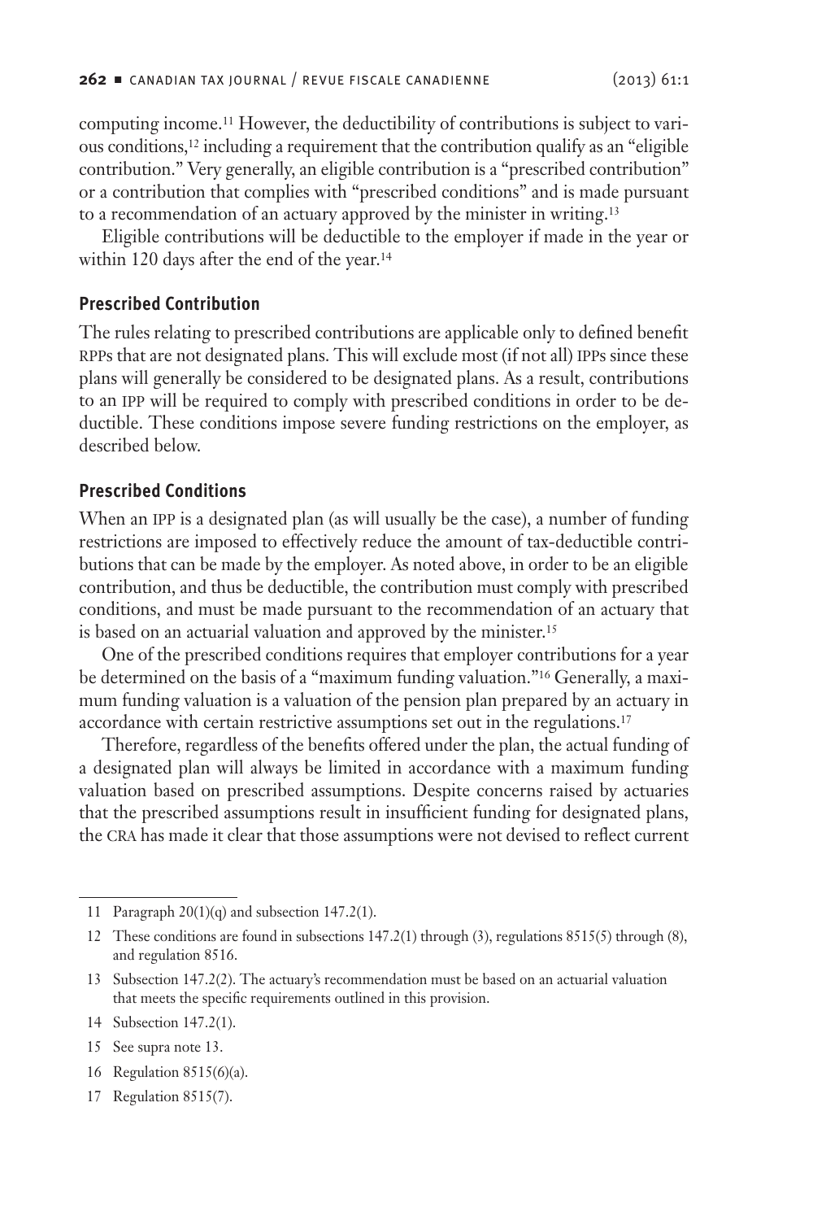computing income.[11] However, the deductibility of contributions is subject to various conditions,[12] including a requirement that the contribution qualify as an "eligible contribution." Very generally, an eligible contribution is a "prescribed contribution" or a contribution that complies with "prescribed conditions" and is made pursuant to a recommendation of an actuary approved by the minister in writing.[13]

Eligible contributions will be deductible to the employer if made in the year or within 120 days after the end of the year.[14]

### Prescribed Contribution

The rules relating to prescribed contributions are applicable only to defined benefit RPPs that are not designated plans. This will exclude most (if not all) IPPs since these plans will generally be considered to be designated plans. As a result, contributions to an IPP will be required to comply with prescribed conditions in order to be deductible. These conditions impose severe funding restrictions on the employer, as described below.

### Prescribed Conditions

When an IPP is a designated plan (as will usually be the case), a number of funding restrictions are imposed to effectively reduce the amount of tax-deductible contributions that can be made by the employer. As noted above, in order to be an eligible contribution, and thus be deductible, the contribution must comply with prescribed conditions, and must be made pursuant to the recommendation of an actuary that is based on an actuarial valuation and approved by the minister.[15]

One of the prescribed conditions requires that employer contributions for a year be determined on the basis of a "maximum funding valuation."[16] Generally, a maximum funding valuation is a valuation of the pension plan prepared by an actuary in accordance with certain restrictive assumptions set out in the regulations.[17]

Therefore, regardless of the benefits offered under the plan, the actual funding of a designated plan will always be limited in accordance with a maximum funding valuation based on prescribed assumptions. Despite concerns raised by actuaries that the prescribed assumptions result in insufficient funding for designated plans, the CRA has made it clear that those assumptions were not devised to reflect current

---

11 Paragraph 20(1)(q) and subsection 147.2(1).

12 These conditions are found in subsections 147.2(1) through (3), regulations 8515(5) through (8), and regulation 8516.

13 Subsection 147.2(2). The actuary's recommendation must be based on an actuarial valuation that meets the specific requirements outlined in this provision.

14 Subsection 147.2(1).

15 See supra note 13.

16 Regulation 8515(6)(a).

17 Regulation 8515(7).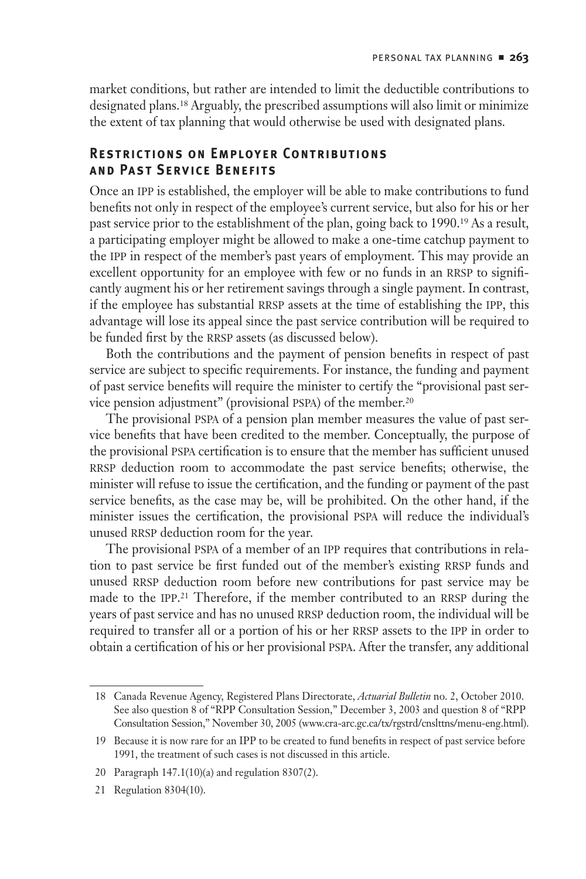market conditions, but rather are intended to limit the deductible contributions to designated plans.[18] Arguably, the prescribed assumptions will also limit or minimize the extent of tax planning that would otherwise be used with designated plans.

### Restrictions on Employer Contributions and Past Service Benefits

Once an IPP is established, the employer will be able to make contributions to fund benefits not only in respect of the employee's current service, but also for his or her past service prior to the establishment of the plan, going back to 1990.[19] As a result, a participating employer might be allowed to make a one-time catchup payment to the IPP in respect of the member's past years of employment. This may provide an excellent opportunity for an employee with few or no funds in an RRSP to significantly augment his or her retirement savings through a single payment. In contrast, if the employee has substantial RRSP assets at the time of establishing the IPP, this advantage will lose its appeal since the past service contribution will be required to be funded first by the RRSP assets (as discussed below).

Both the contributions and the payment of pension benefits in respect of past service are subject to specific requirements. For instance, the funding and payment of past service benefits will require the minister to certify the "provisional past service pension adjustment" (provisional PSPA) of the member.[20]

The provisional PSPA of a pension plan member measures the value of past service benefits that have been credited to the member. Conceptually, the purpose of the provisional PSPA certification is to ensure that the member has sufficient unused RRSP deduction room to accommodate the past service benefits; otherwise, the minister will refuse to issue the certification, and the funding or payment of the past service benefits, as the case may be, will be prohibited. On the other hand, if the minister issues the certification, the provisional PSPA will reduce the individual's unused RRSP deduction room for the year.

The provisional PSPA of a member of an IPP requires that contributions in relation to past service be first funded out of the member's existing RRSP funds and unused RRSP deduction room before new contributions for past service may be made to the IPP.[21] Therefore, if the member contributed to an RRSP during the years of past service and has no unused RRSP deduction room, the individual will be required to transfer all or a portion of his or her RRSP assets to the IPP in order to obtain a certification of his or her provisional PSPA. After the transfer, any additional

---

18 Canada Revenue Agency, Registered Plans Directorate, *Actuarial Bulletin* no. 2, October 2010. See also question 8 of "RPP Consultation Session," December 3, 2003 and question 8 of "RPP Consultation Session," November 30, 2005 (www.cra-arc.gc.ca/tx/rgstrd/cnslttns/menu-eng.html).

19 Because it is now rare for an IPP to be created to fund benefits in respect of past service before 1991, the treatment of such cases is not discussed in this article.

20 Paragraph 147.1(10)(a) and regulation 8307(2).

21 Regulation 8304(10).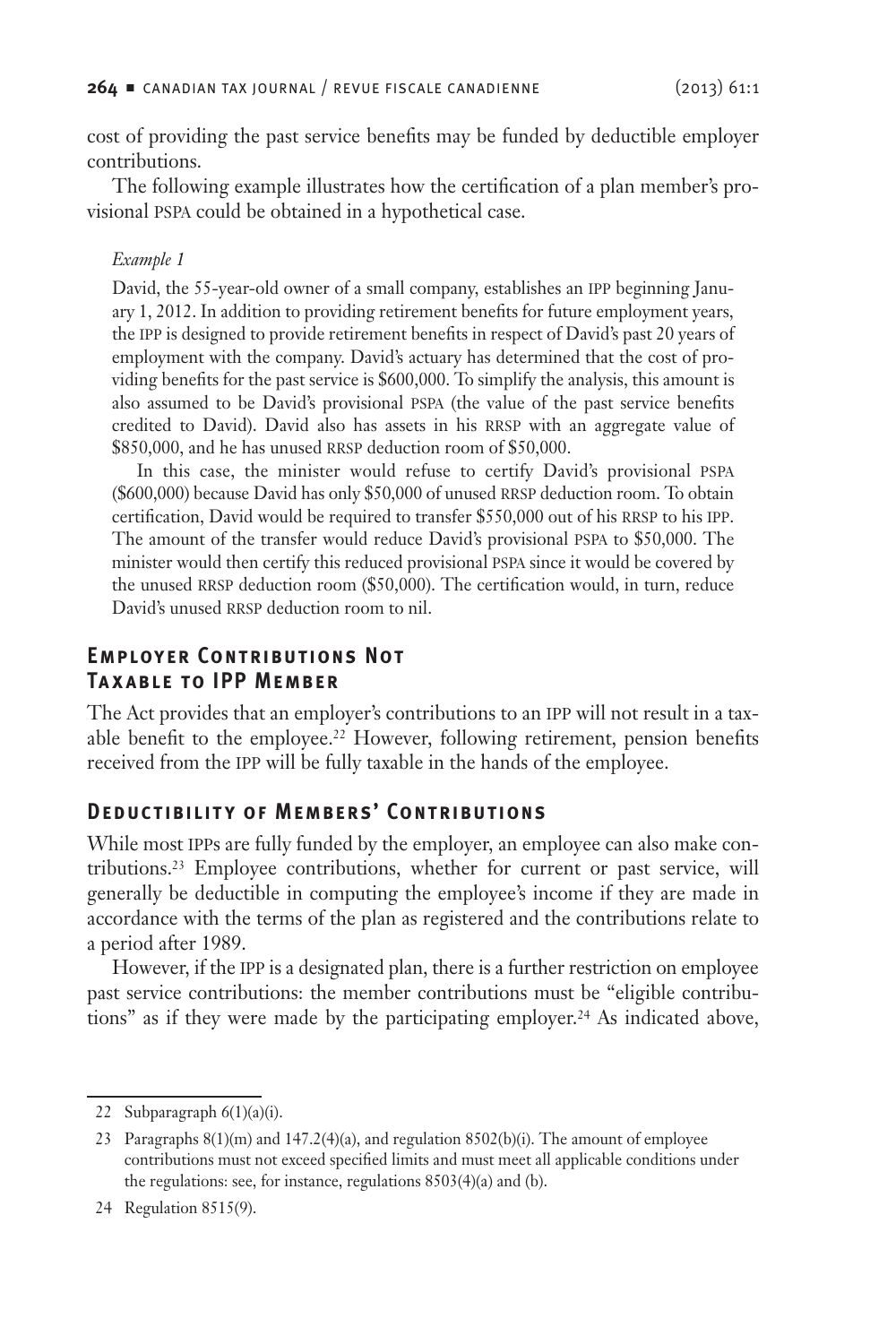cost of providing the past service benefits may be funded by deductible employer contributions.

The following example illustrates how the certification of a plan member's provisional PSPA could be obtained in a hypothetical case.

*Example 1*

David, the 55-year-old owner of a small company, establishes an IPP beginning January 1, 2012. In addition to providing retirement benefits for future employment years, the IPP is designed to provide retirement benefits in respect of David's past 20 years of employment with the company. David's actuary has determined that the cost of providing benefits for the past service is $600,000. To simplify the analysis, this amount is also assumed to be David's provisional PSPA (the value of the past service benefits credited to David). David also has assets in his RRSP with an aggregate value of $850,000, and he has unused RRSP deduction room of $50,000.

In this case, the minister would refuse to certify David's provisional PSPA ($600,000) because David has only $50,000 of unused RRSP deduction room. To obtain certification, David would be required to transfer $550,000 out of his RRSP to his IPP. The amount of the transfer would reduce David's provisional PSPA to $50,000. The minister would then certify this reduced provisional PSPA since it would be covered by the unused RRSP deduction room ($50,000). The certification would, in turn, reduce David's unused RRSP deduction room to nil.

## Employer Contributions Not Taxable to IPP Member

The Act provides that an employer's contributions to an IPP will not result in a taxable benefit to the employee.[22] However, following retirement, pension benefits received from the IPP will be fully taxable in the hands of the employee.

## Deductibility of Members' Contributions

While most IPPs are fully funded by the employer, an employee can also make contributions.[23] Employee contributions, whether for current or past service, will generally be deductible in computing the employee's income if they are made in accordance with the terms of the plan as registered and the contributions relate to a period after 1989.

However, if the IPP is a designated plan, there is a further restriction on employee past service contributions: the member contributions must be "eligible contributions" as if they were made by the participating employer.[24] As indicated above,

22 Subparagraph 6(1)(a)(i).

23 Paragraphs 8(1)(m) and 147.2(4)(a), and regulation 8502(b)(i). The amount of employee contributions must not exceed specified limits and must meet all applicable conditions under the regulations: see, for instance, regulations 8503(4)(a) and (b).

24 Regulation 8515(9).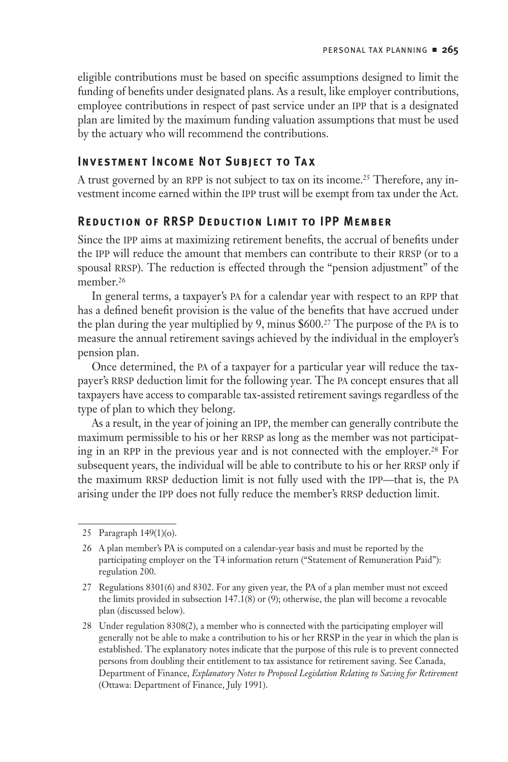eligible contributions must be based on specific assumptions designed to limit the funding of benefits under designated plans. As a result, like employer contributions, employee contributions in respect of past service under an IPP that is a designated plan are limited by the maximum funding valuation assumptions that must be used by the actuary who will recommend the contributions.

## Investment Income Not Subject to Tax

A trust governed by an RPP is not subject to tax on its income.[25] Therefore, any investment income earned within the IPP trust will be exempt from tax under the Act.

## Reduction of RRSP Deduction Limit to IPP Member

Since the IPP aims at maximizing retirement benefits, the accrual of benefits under the IPP will reduce the amount that members can contribute to their RRSP (or to a spousal RRSP). The reduction is effected through the "pension adjustment" of the member.[26]

In general terms, a taxpayer's PA for a calendar year with respect to an RPP that has a defined benefit provision is the value of the benefits that have accrued under the plan during the year multiplied by 9, minus $600.[27] The purpose of the PA is to measure the annual retirement savings achieved by the individual in the employer's pension plan.

Once determined, the PA of a taxpayer for a particular year will reduce the taxpayer's RRSP deduction limit for the following year. The PA concept ensures that all taxpayers have access to comparable tax-assisted retirement savings regardless of the type of plan to which they belong.

As a result, in the year of joining an IPP, the member can generally contribute the maximum permissible to his or her RRSP as long as the member was not participating in an RPP in the previous year and is not connected with the employer.[28] For subsequent years, the individual will be able to contribute to his or her RRSP only if the maximum RRSP deduction limit is not fully used with the IPP—that is, the PA arising under the IPP does not fully reduce the member's RRSP deduction limit.

---

25 Paragraph 149(1)(o).

26 A plan member's PA is computed on a calendar-year basis and must be reported by the participating employer on the T4 information return ("Statement of Remuneration Paid"): regulation 200.

27 Regulations 8301(6) and 8302. For any given year, the PA of a plan member must not exceed the limits provided in subsection 147.1(8) or (9); otherwise, the plan will become a revocable plan (discussed below).

28 Under regulation 8308(2), a member who is connected with the participating employer will generally not be able to make a contribution to his or her RRSP in the year in which the plan is established. The explanatory notes indicate that the purpose of this rule is to prevent connected persons from doubling their entitlement to tax assistance for retirement saving. See Canada, Department of Finance, *Explanatory Notes to Proposed Legislation Relating to Saving for Retirement* (Ottawa: Department of Finance, July 1991).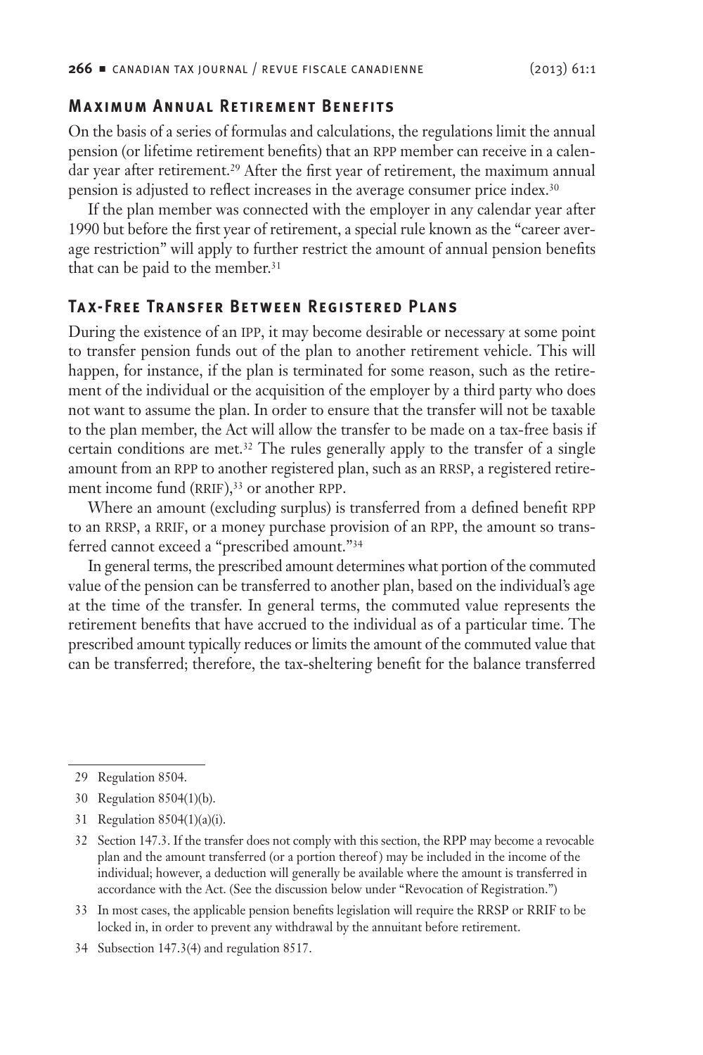## Maximum Annual Retirement Benefits

On the basis of a series of formulas and calculations, the regulations limit the annual pension (or lifetime retirement benefits) that an RPP member can receive in a calendar year after retirement.[29] After the first year of retirement, the maximum annual pension is adjusted to reflect increases in the average consumer price index.[30]

If the plan member was connected with the employer in any calendar year after 1990 but before the first year of retirement, a special rule known as the "career average restriction" will apply to further restrict the amount of annual pension benefits that can be paid to the member.[31]

## Tax-Free Transfer Between Registered Plans

During the existence of an IPP, it may become desirable or necessary at some point to transfer pension funds out of the plan to another retirement vehicle. This will happen, for instance, if the plan is terminated for some reason, such as the retirement of the individual or the acquisition of the employer by a third party who does not want to assume the plan. In order to ensure that the transfer will not be taxable to the plan member, the Act will allow the transfer to be made on a tax-free basis if certain conditions are met.[32] The rules generally apply to the transfer of a single amount from an RPP to another registered plan, such as an RRSP, a registered retirement income fund (RRIF),[33] or another RPP.

Where an amount (excluding surplus) is transferred from a defined benefit RPP to an RRSP, a RRIF, or a money purchase provision of an RPP, the amount so transferred cannot exceed a "prescribed amount."[34]

In general terms, the prescribed amount determines what portion of the commuted value of the pension can be transferred to another plan, based on the individual's age at the time of the transfer. In general terms, the commuted value represents the retirement benefits that have accrued to the individual as of a particular time. The prescribed amount typically reduces or limits the amount of the commuted value that can be transferred; therefore, the tax-sheltering benefit for the balance transferred

---

29 Regulation 8504.

30 Regulation 8504(1)(b).

31 Regulation 8504(1)(a)(i).

32 Section 147.3. If the transfer does not comply with this section, the RPP may become a revocable plan and the amount transferred (or a portion thereof) may be included in the income of the individual; however, a deduction will generally be available where the amount is transferred in accordance with the Act. (See the discussion below under "Revocation of Registration.")

33 In most cases, the applicable pension benefits legislation will require the RRSP or RRIF to be locked in, in order to prevent any withdrawal by the annuitant before retirement.

34 Subsection 147.3(4) and regulation 8517.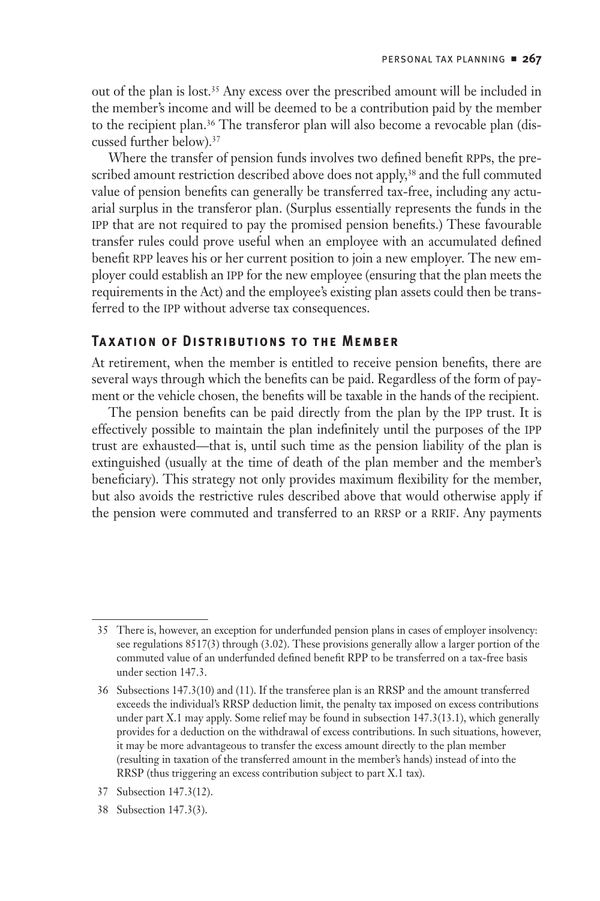out of the plan is lost.[35] Any excess over the prescribed amount will be included in the member's income and will be deemed to be a contribution paid by the member to the recipient plan.[36] The transferor plan will also become a revocable plan (discussed further below).[37]

Where the transfer of pension funds involves two defined benefit RPPs, the prescribed amount restriction described above does not apply,[38] and the full commuted value of pension benefits can generally be transferred tax-free, including any actuarial surplus in the transferor plan. (Surplus essentially represents the funds in the IPP that are not required to pay the promised pension benefits.) These favourable transfer rules could prove useful when an employee with an accumulated defined benefit RPP leaves his or her current position to join a new employer. The new employer could establish an IPP for the new employee (ensuring that the plan meets the requirements in the Act) and the employee's existing plan assets could then be transferred to the IPP without adverse tax consequences.

## Taxation of Distributions to the Member

At retirement, when the member is entitled to receive pension benefits, there are several ways through which the benefits can be paid. Regardless of the form of payment or the vehicle chosen, the benefits will be taxable in the hands of the recipient.

The pension benefits can be paid directly from the plan by the IPP trust. It is effectively possible to maintain the plan indefinitely until the purposes of the IPP trust are exhausted—that is, until such time as the pension liability of the plan is extinguished (usually at the time of death of the plan member and the member's beneficiary). This strategy not only provides maximum flexibility for the member, but also avoids the restrictive rules described above that would otherwise apply if the pension were commuted and transferred to an RRSP or a RRIF. Any payments

---

35 There is, however, an exception for underfunded pension plans in cases of employer insolvency: see regulations 8517(3) through (3.02). These provisions generally allow a larger portion of the commuted value of an underfunded defined benefit RPP to be transferred on a tax-free basis under section 147.3.

36 Subsections 147.3(10) and (11). If the transferee plan is an RRSP and the amount transferred exceeds the individual's RRSP deduction limit, the penalty tax imposed on excess contributions under part X.1 may apply. Some relief may be found in subsection 147.3(13.1), which generally provides for a deduction on the withdrawal of excess contributions. In such situations, however, it may be more advantageous to transfer the excess amount directly to the plan member (resulting in taxation of the transferred amount in the member's hands) instead of into the RRSP (thus triggering an excess contribution subject to part X.1 tax).

37 Subsection 147.3(12).

38 Subsection 147.3(3).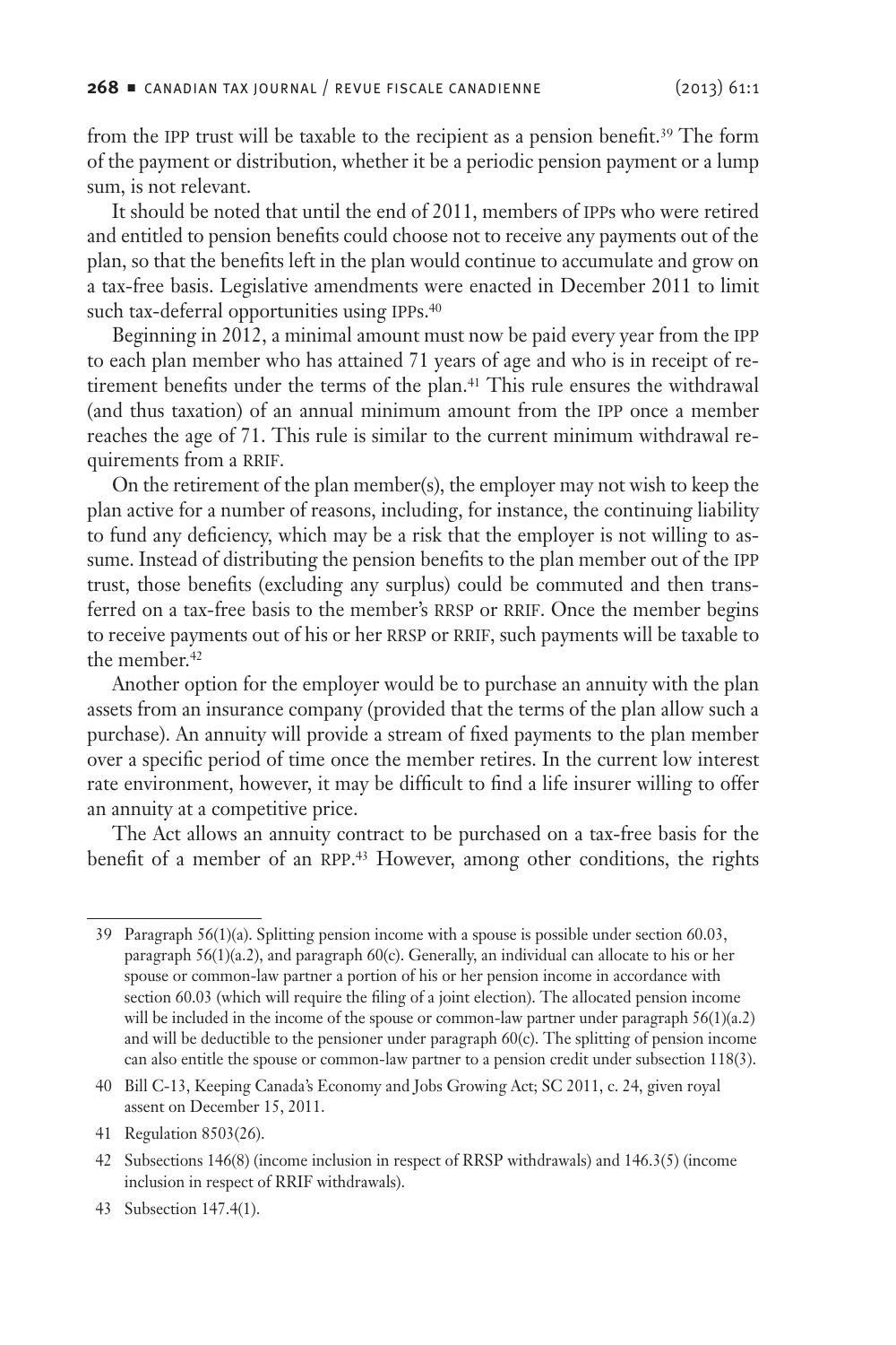from the IPP trust will be taxable to the recipient as a pension benefit.[39] The form of the payment or distribution, whether it be a periodic pension payment or a lump sum, is not relevant.

It should be noted that until the end of 2011, members of IPPs who were retired and entitled to pension benefits could choose not to receive any payments out of the plan, so that the benefits left in the plan would continue to accumulate and grow on a tax-free basis. Legislative amendments were enacted in December 2011 to limit such tax-deferral opportunities using IPPs.[40]

Beginning in 2012, a minimal amount must now be paid every year from the IPP to each plan member who has attained 71 years of age and who is in receipt of retirement benefits under the terms of the plan.[41] This rule ensures the withdrawal (and thus taxation) of an annual minimum amount from the IPP once a member reaches the age of 71. This rule is similar to the current minimum withdrawal requirements from a RRIF.

On the retirement of the plan member(s), the employer may not wish to keep the plan active for a number of reasons, including, for instance, the continuing liability to fund any deficiency, which may be a risk that the employer is not willing to assume. Instead of distributing the pension benefits to the plan member out of the IPP trust, those benefits (excluding any surplus) could be commuted and then transferred on a tax-free basis to the member's RRSP or RRIF. Once the member begins to receive payments out of his or her RRSP or RRIF, such payments will be taxable to the member.[42]

Another option for the employer would be to purchase an annuity with the plan assets from an insurance company (provided that the terms of the plan allow such a purchase). An annuity will provide a stream of fixed payments to the plan member over a specific period of time once the member retires. In the current low interest rate environment, however, it may be difficult to find a life insurer willing to offer an annuity at a competitive price.

The Act allows an annuity contract to be purchased on a tax-free basis for the benefit of a member of an RPP.[43] However, among other conditions, the rights

---

39 Paragraph 56(1)(a). Splitting pension income with a spouse is possible under section 60.03, paragraph 56(1)(a.2), and paragraph 60(c). Generally, an individual can allocate to his or her spouse or common-law partner a portion of his or her pension income in accordance with section 60.03 (which will require the filing of a joint election). The allocated pension income will be included in the income of the spouse or common-law partner under paragraph 56(1)(a.2) and will be deductible to the pensioner under paragraph 60(c). The splitting of pension income can also entitle the spouse or common-law partner to a pension credit under subsection 118(3).

40 Bill C-13, Keeping Canada's Economy and Jobs Growing Act; SC 2011, c. 24, given royal assent on December 15, 2011.

41 Regulation 8503(26).

42 Subsections 146(8) (income inclusion in respect of RRSP withdrawals) and 146.3(5) (income inclusion in respect of RRIF withdrawals).

43 Subsection 147.4(1).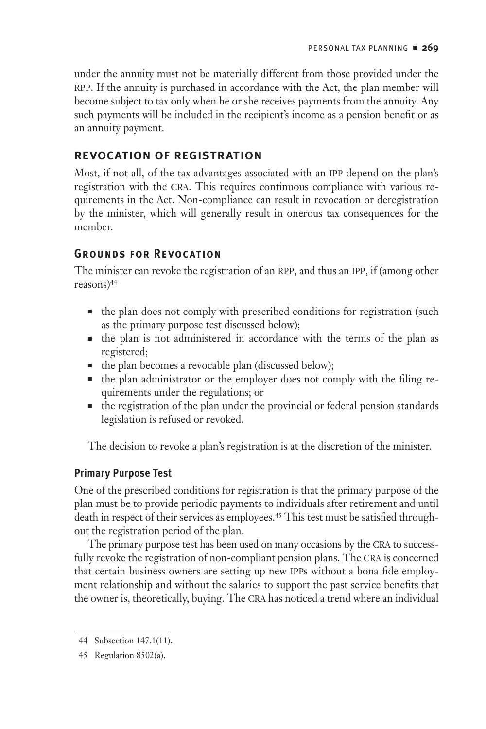under the annuity must not be materially different from those provided under the RPP. If the annuity is purchased in accordance with the Act, the plan member will become subject to tax only when he or she receives payments from the annuity. Any such payments will be included in the recipient's income as a pension benefit or as an annuity payment.

## REVOCATION OF REGISTRATION

Most, if not all, of the tax advantages associated with an IPP depend on the plan's registration with the CRA. This requires continuous compliance with various requirements in the Act. Non-compliance can result in revocation or deregistration by the minister, which will generally result in onerous tax consequences for the member.

### Grounds for Revocation

The minister can revoke the registration of an RPP, and thus an IPP, if (among other reasons)[44]

- the plan does not comply with prescribed conditions for registration (such as the primary purpose test discussed below);
- the plan is not administered in accordance with the terms of the plan as registered;
- the plan becomes a revocable plan (discussed below);
- the plan administrator or the employer does not comply with the filing requirements under the regulations; or
- the registration of the plan under the provincial or federal pension standards legislation is refused or revoked.

The decision to revoke a plan's registration is at the discretion of the minister.

#### Primary Purpose Test

One of the prescribed conditions for registration is that the primary purpose of the plan must be to provide periodic payments to individuals after retirement and until death in respect of their services as employees.[45] This test must be satisfied throughout the registration period of the plan.

The primary purpose test has been used on many occasions by the CRA to successfully revoke the registration of non-compliant pension plans. The CRA is concerned that certain business owners are setting up new IPPs without a bona fide employment relationship and without the salaries to support the past service benefits that the owner is, theoretically, buying. The CRA has noticed a trend where an individual

---

44 Subsection 147.1(11).

45 Regulation 8502(a).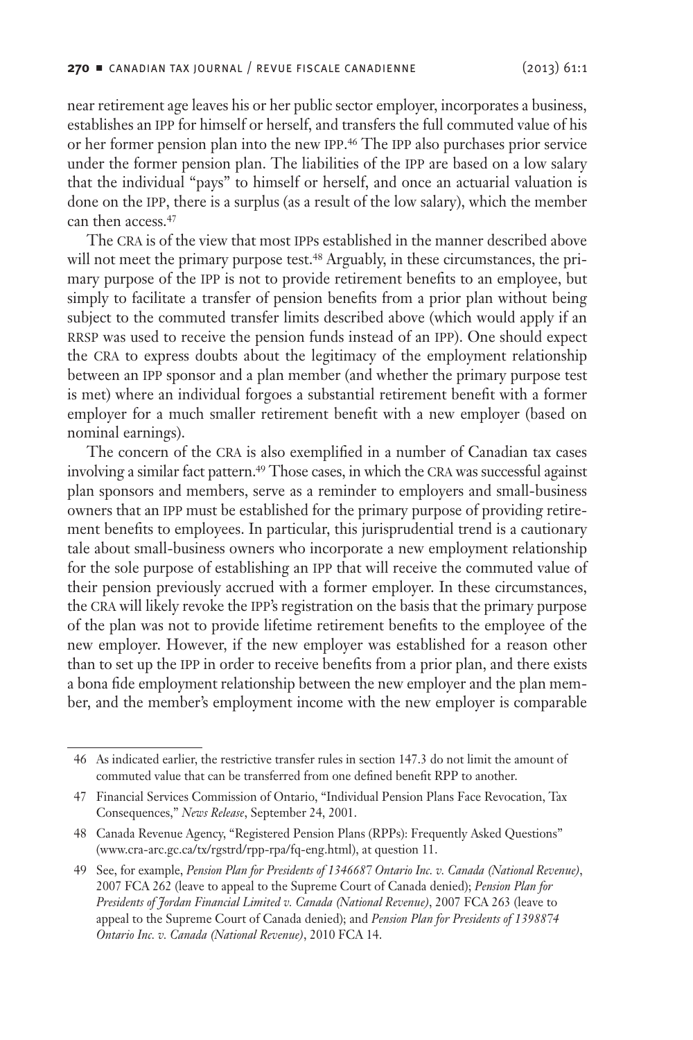near retirement age leaves his or her public sector employer, incorporates a business, establishes an IPP for himself or herself, and transfers the full commuted value of his or her former pension plan into the new IPP.[46] The IPP also purchases prior service under the former pension plan. The liabilities of the IPP are based on a low salary that the individual "pays" to himself or herself, and once an actuarial valuation is done on the IPP, there is a surplus (as a result of the low salary), which the member can then access.[47]

The CRA is of the view that most IPPs established in the manner described above will not meet the primary purpose test.[48] Arguably, in these circumstances, the primary purpose of the IPP is not to provide retirement benefits to an employee, but simply to facilitate a transfer of pension benefits from a prior plan without being subject to the commuted transfer limits described above (which would apply if an RRSP was used to receive the pension funds instead of an IPP). One should expect the CRA to express doubts about the legitimacy of the employment relationship between an IPP sponsor and a plan member (and whether the primary purpose test is met) where an individual forgoes a substantial retirement benefit with a former employer for a much smaller retirement benefit with a new employer (based on nominal earnings).

The concern of the CRA is also exemplified in a number of Canadian tax cases involving a similar fact pattern.[49] Those cases, in which the CRA was successful against plan sponsors and members, serve as a reminder to employers and small-business owners that an IPP must be established for the primary purpose of providing retirement benefits to employees. In particular, this jurisprudential trend is a cautionary tale about small-business owners who incorporate a new employment relationship for the sole purpose of establishing an IPP that will receive the commuted value of their pension previously accrued with a former employer. In these circumstances, the CRA will likely revoke the IPP's registration on the basis that the primary purpose of the plan was not to provide lifetime retirement benefits to the employee of the new employer. However, if the new employer was established for a reason other than to set up the IPP in order to receive benefits from a prior plan, and there exists a bona fide employment relationship between the new employer and the plan member, and the member's employment income with the new employer is comparable

---

46 As indicated earlier, the restrictive transfer rules in section 147.3 do not limit the amount of commuted value that can be transferred from one defined benefit RPP to another.

47 Financial Services Commission of Ontario, "Individual Pension Plans Face Revocation, Tax Consequences," *News Release*, September 24, 2001.

48 Canada Revenue Agency, "Registered Pension Plans (RPPs): Frequently Asked Questions" (www.cra-arc.gc.ca/tx/rgstrd/rpp-rpa/fq-eng.html), at question 11.

49 See, for example, *Pension Plan for Presidents of 1346687 Ontario Inc. v. Canada (National Revenue)*, 2007 FCA 262 (leave to appeal to the Supreme Court of Canada denied); *Pension Plan for Presidents of Jordan Financial Limited v. Canada (National Revenue)*, 2007 FCA 263 (leave to appeal to the Supreme Court of Canada denied); and *Pension Plan for Presidents of 1398874 Ontario Inc. v. Canada (National Revenue)*, 2010 FCA 14.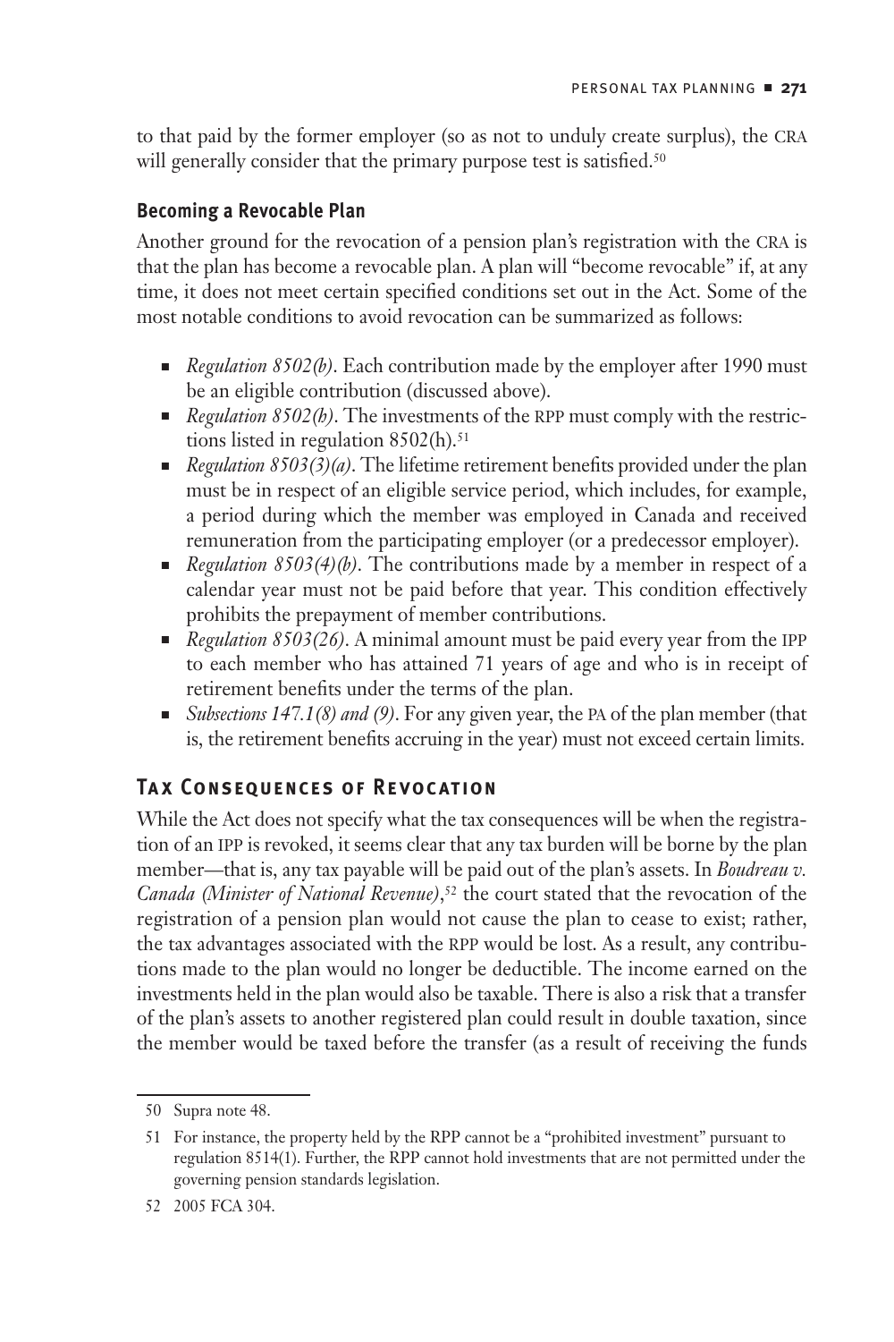to that paid by the former employer (so as not to unduly create surplus), the CRA will generally consider that the primary purpose test is satisfied.[50]

### Becoming a Revocable Plan

Another ground for the revocation of a pension plan's registration with the CRA is that the plan has become a revocable plan. A plan will "become revocable" if, at any time, it does not meet certain specified conditions set out in the Act. Some of the most notable conditions to avoid revocation can be summarized as follows:

- *Regulation 8502(b)*. Each contribution made by the employer after 1990 must be an eligible contribution (discussed above).
- *Regulation 8502(h)*. The investments of the RPP must comply with the restrictions listed in regulation 8502(h).[51]
- *Regulation 8503(3)(a)*. The lifetime retirement benefits provided under the plan must be in respect of an eligible service period, which includes, for example, a period during which the member was employed in Canada and received remuneration from the participating employer (or a predecessor employer).
- *Regulation 8503(4)(b)*. The contributions made by a member in respect of a calendar year must not be paid before that year. This condition effectively prohibits the prepayment of member contributions.
- *Regulation 8503(26)*. A minimal amount must be paid every year from the IPP to each member who has attained 71 years of age and who is in receipt of retirement benefits under the terms of the plan.
- *Subsections 147.1(8) and (9)*. For any given year, the PA of the plan member (that is, the retirement benefits accruing in the year) must not exceed certain limits.

## Tax Consequences of Revocation

While the Act does not specify what the tax consequences will be when the registration of an IPP is revoked, it seems clear that any tax burden will be borne by the plan member—that is, any tax payable will be paid out of the plan's assets. In *Boudreau v. Canada (Minister of National Revenue)*,[52] the court stated that the revocation of the registration of a pension plan would not cause the plan to cease to exist; rather, the tax advantages associated with the RPP would be lost. As a result, any contributions made to the plan would no longer be deductible. The income earned on the investments held in the plan would also be taxable. There is also a risk that a transfer of the plan's assets to another registered plan could result in double taxation, since the member would be taxed before the transfer (as a result of receiving the funds

---

50 Supra note 48.

51 For instance, the property held by the RPP cannot be a "prohibited investment" pursuant to regulation 8514(1). Further, the RPP cannot hold investments that are not permitted under the governing pension standards legislation.

52 2005 FCA 304.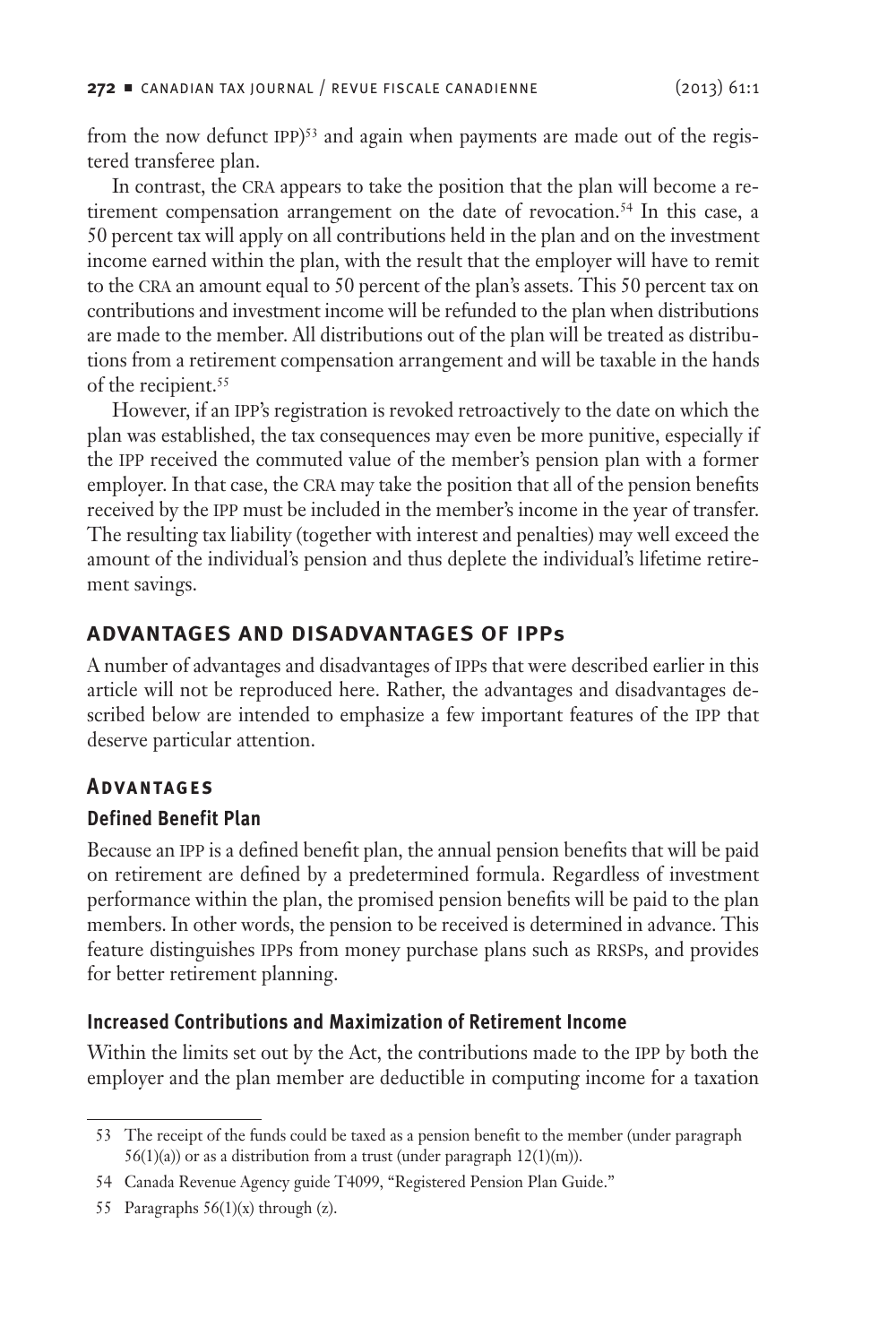from the now defunct IPP)[53] and again when payments are made out of the registered transferee plan.

In contrast, the CRA appears to take the position that the plan will become a retirement compensation arrangement on the date of revocation.[54] In this case, a 50 percent tax will apply on all contributions held in the plan and on the investment income earned within the plan, with the result that the employer will have to remit to the CRA an amount equal to 50 percent of the plan's assets. This 50 percent tax on contributions and investment income will be refunded to the plan when distributions are made to the member. All distributions out of the plan will be treated as distributions from a retirement compensation arrangement and will be taxable in the hands of the recipient.[55]

However, if an IPP's registration is revoked retroactively to the date on which the plan was established, the tax consequences may even be more punitive, especially if the IPP received the commuted value of the member's pension plan with a former employer. In that case, the CRA may take the position that all of the pension benefits received by the IPP must be included in the member's income in the year of transfer. The resulting tax liability (together with interest and penalties) may well exceed the amount of the individual's pension and thus deplete the individual's lifetime retirement savings.

## ADVANTAGES AND DISADVANTAGES OF IPPs

A number of advantages and disadvantages of IPPs that were described earlier in this article will not be reproduced here. Rather, the advantages and disadvantages described below are intended to emphasize a few important features of the IPP that deserve particular attention.

### Advantages

#### Defined Benefit Plan

Because an IPP is a defined benefit plan, the annual pension benefits that will be paid on retirement are defined by a predetermined formula. Regardless of investment performance within the plan, the promised pension benefits will be paid to the plan members. In other words, the pension to be received is determined in advance. This feature distinguishes IPPs from money purchase plans such as RRSPs, and provides for better retirement planning.

#### Increased Contributions and Maximization of Retirement Income

Within the limits set out by the Act, the contributions made to the IPP by both the employer and the plan member are deductible in computing income for a taxation

---

53 The receipt of the funds could be taxed as a pension benefit to the member (under paragraph 56(1)(a)) or as a distribution from a trust (under paragraph 12(1)(m)).

54 Canada Revenue Agency guide T4099, "Registered Pension Plan Guide."

55 Paragraphs 56(1)(x) through (z).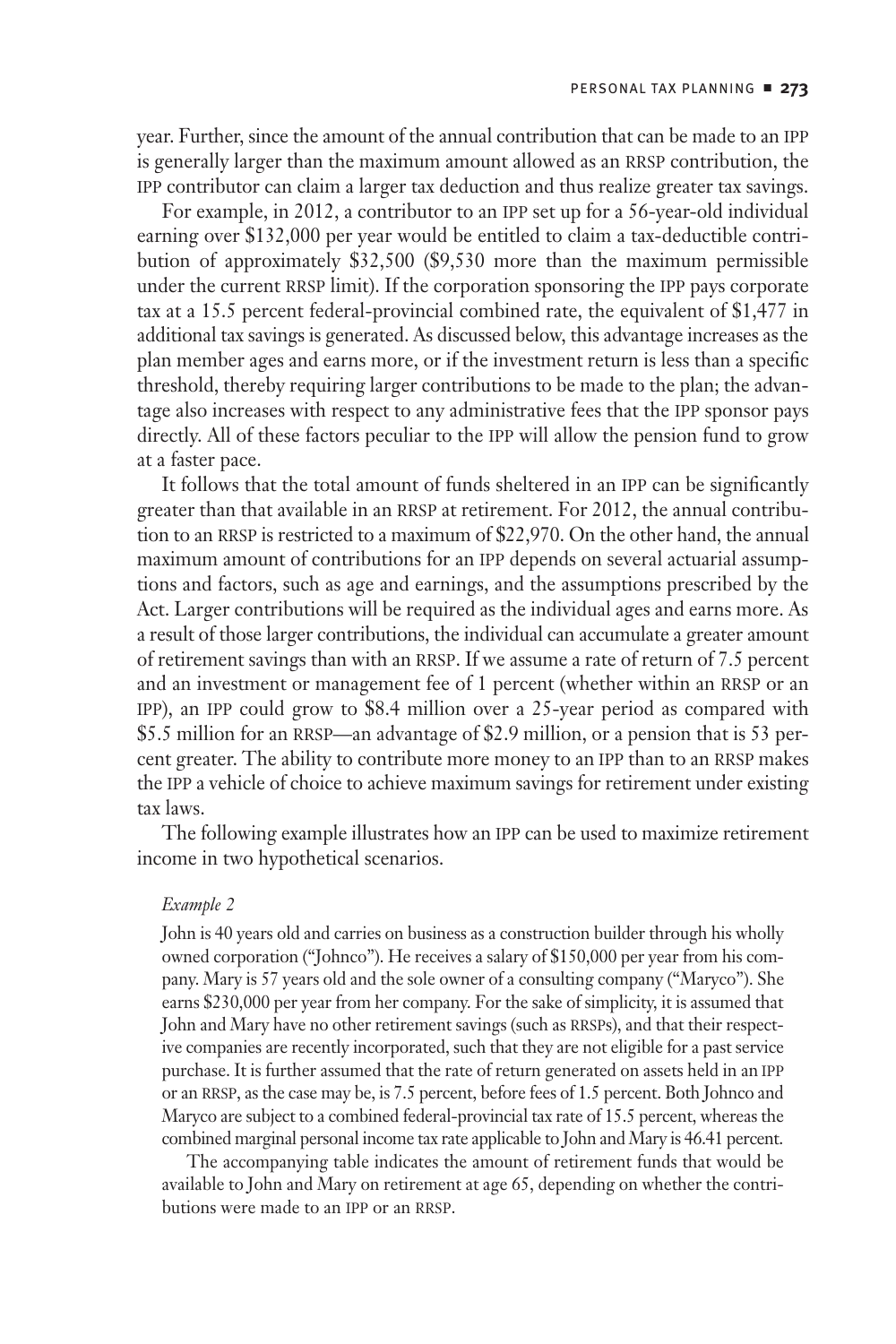year. Further, since the amount of the annual contribution that can be made to an IPP is generally larger than the maximum amount allowed as an RRSP contribution, the IPP contributor can claim a larger tax deduction and thus realize greater tax savings.

For example, in 2012, a contributor to an IPP set up for a 56-year-old individual earning over $132,000 per year would be entitled to claim a tax-deductible contribution of approximately $32,500 ($9,530 more than the maximum permissible under the current RRSP limit). If the corporation sponsoring the IPP pays corporate tax at a 15.5 percent federal-provincial combined rate, the equivalent of $1,477 in additional tax savings is generated. As discussed below, this advantage increases as the plan member ages and earns more, or if the investment return is less than a specific threshold, thereby requiring larger contributions to be made to the plan; the advantage also increases with respect to any administrative fees that the IPP sponsor pays directly. All of these factors peculiar to the IPP will allow the pension fund to grow at a faster pace.

It follows that the total amount of funds sheltered in an IPP can be significantly greater than that available in an RRSP at retirement. For 2012, the annual contribution to an RRSP is restricted to a maximum of $22,970. On the other hand, the annual maximum amount of contributions for an IPP depends on several actuarial assumptions and factors, such as age and earnings, and the assumptions prescribed by the Act. Larger contributions will be required as the individual ages and earns more. As a result of those larger contributions, the individual can accumulate a greater amount of retirement savings than with an RRSP. If we assume a rate of return of 7.5 percent and an investment or management fee of 1 percent (whether within an RRSP or an IPP), an IPP could grow to $8.4 million over a 25-year period as compared with $5.5 million for an RRSP—an advantage of $2.9 million, or a pension that is 53 percent greater. The ability to contribute more money to an IPP than to an RRSP makes the IPP a vehicle of choice to achieve maximum savings for retirement under existing tax laws.

The following example illustrates how an IPP can be used to maximize retirement income in two hypothetical scenarios.

*Example 2*

John is 40 years old and carries on business as a construction builder through his wholly owned corporation ("Johnco"). He receives a salary of $150,000 per year from his company. Mary is 57 years old and the sole owner of a consulting company ("Maryco"). She earns $230,000 per year from her company. For the sake of simplicity, it is assumed that John and Mary have no other retirement savings (such as RRSPs), and that their respective companies are recently incorporated, such that they are not eligible for a past service purchase. It is further assumed that the rate of return generated on assets held in an IPP or an RRSP, as the case may be, is 7.5 percent, before fees of 1.5 percent. Both Johnco and Maryco are subject to a combined federal-provincial tax rate of 15.5 percent, whereas the combined marginal personal income tax rate applicable to John and Mary is 46.41 percent.

The accompanying table indicates the amount of retirement funds that would be available to John and Mary on retirement at age 65, depending on whether the contributions were made to an IPP or an RRSP.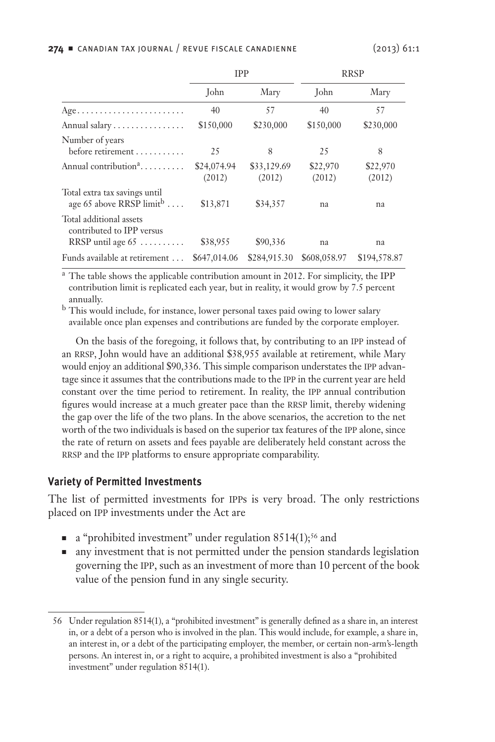| | IPP | | RRSP | |
|---|---|---|---|---|
| | John | Mary | John | Mary |
| Age | 40 | 57 | 40 | 57 |
| Annual salary | $150,000 | $230,000 | $150,000 | $230,000 |
| Number of years before retirement | 25 | 8 | 25 | 8 |
| Annual contribution[a] | $24,074.94 (2012) | $33,129.69 (2012) | $22,970 (2012) | $22,970 (2012) |
| Total extra tax savings until age 65 above RRSP limit[b] | $13,871 | $34,357 | na | na |
| Total additional assets contributed to IPP versus RRSP until age 65 | $38,955 | $90,336 | na | na |
| Funds available at retirement | $647,014.06 | $284,915.30 | $608,058.97 | $194,578.87 |

[a] The table shows the applicable contribution amount in 2012. For simplicity, the IPP contribution limit is replicated each year, but in reality, it would grow by 7.5 percent annually.

[b] This would include, for instance, lower personal taxes paid owing to lower salary available once plan expenses and contributions are funded by the corporate employer.

On the basis of the foregoing, it follows that, by contributing to an IPP instead of an RRSP, John would have an additional $38,955 available at retirement, while Mary would enjoy an additional $90,336. This simple comparison understates the IPP advantage since it assumes that the contributions made to the IPP in the current year are held constant over the time period to retirement. In reality, the IPP annual contribution figures would increase at a much greater pace than the RRSP limit, thereby widening the gap over the life of the two plans. In the above scenarios, the accretion to the net worth of the two individuals is based on the superior tax features of the IPP alone, since the rate of return on assets and fees payable are deliberately held constant across the RRSP and the IPP platforms to ensure appropriate comparability.

## Variety of Permitted Investments

The list of permitted investments for IPPs is very broad. The only restrictions placed on IPP investments under the Act are

- a "prohibited investment" under regulation 8514(1);[56] and
- any investment that is not permitted under the pension standards legislation governing the IPP, such as an investment of more than 10 percent of the book value of the pension fund in any single security.

56 Under regulation 8514(1), a "prohibited investment" is generally defined as a share in, an interest in, or a debt of a person who is involved in the plan. This would include, for example, a share in, an interest in, or a debt of the participating employer, the member, or certain non-arm's-length persons. An interest in, or a right to acquire, a prohibited investment is also a "prohibited investment" under regulation 8514(1).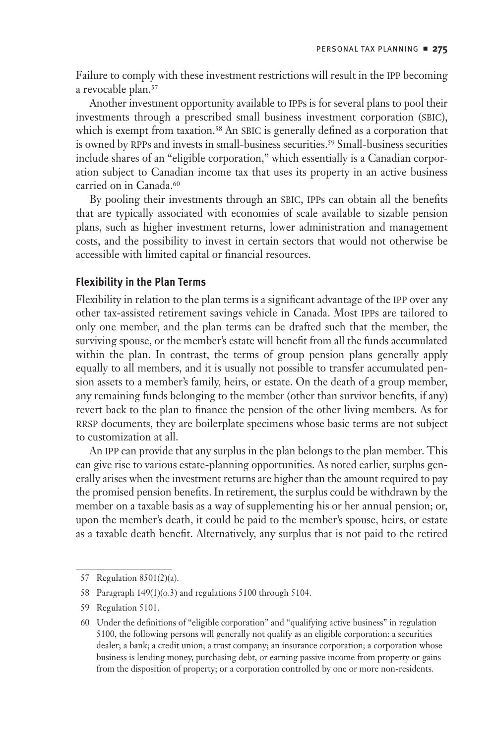Failure to comply with these investment restrictions will result in the IPP becoming a revocable plan.[57]

Another investment opportunity available to IPPs is for several plans to pool their investments through a prescribed small business investment corporation (SBIC), which is exempt from taxation.[58] An SBIC is generally defined as a corporation that is owned by RPPs and invests in small-business securities.[59] Small-business securities include shares of an "eligible corporation," which essentially is a Canadian corporation subject to Canadian income tax that uses its property in an active business carried on in Canada.[60]

By pooling their investments through an SBIC, IPPs can obtain all the benefits that are typically associated with economies of scale available to sizable pension plans, such as higher investment returns, lower administration and management costs, and the possibility to invest in certain sectors that would not otherwise be accessible with limited capital or financial resources.

### Flexibility in the Plan Terms

Flexibility in relation to the plan terms is a significant advantage of the IPP over any other tax-assisted retirement savings vehicle in Canada. Most IPPs are tailored to only one member, and the plan terms can be drafted such that the member, the surviving spouse, or the member's estate will benefit from all the funds accumulated within the plan. In contrast, the terms of group pension plans generally apply equally to all members, and it is usually not possible to transfer accumulated pension assets to a member's family, heirs, or estate. On the death of a group member, any remaining funds belonging to the member (other than survivor benefits, if any) revert back to the plan to finance the pension of the other living members. As for RRSP documents, they are boilerplate specimens whose basic terms are not subject to customization at all.

An IPP can provide that any surplus in the plan belongs to the plan member. This can give rise to various estate-planning opportunities. As noted earlier, surplus generally arises when the investment returns are higher than the amount required to pay the promised pension benefits. In retirement, the surplus could be withdrawn by the member on a taxable basis as a way of supplementing his or her annual pension; or, upon the member's death, it could be paid to the member's spouse, heirs, or estate as a taxable death benefit. Alternatively, any surplus that is not paid to the retired

---

57 Regulation 8501(2)(a).

58 Paragraph 149(1)(o.3) and regulations 5100 through 5104.

59 Regulation 5101.

60 Under the definitions of "eligible corporation" and "qualifying active business" in regulation 5100, the following persons will generally not qualify as an eligible corporation: a securities dealer; a bank; a credit union; a trust company; an insurance corporation; a corporation whose business is lending money, purchasing debt, or earning passive income from property or gains from the disposition of property; or a corporation controlled by one or more non-residents.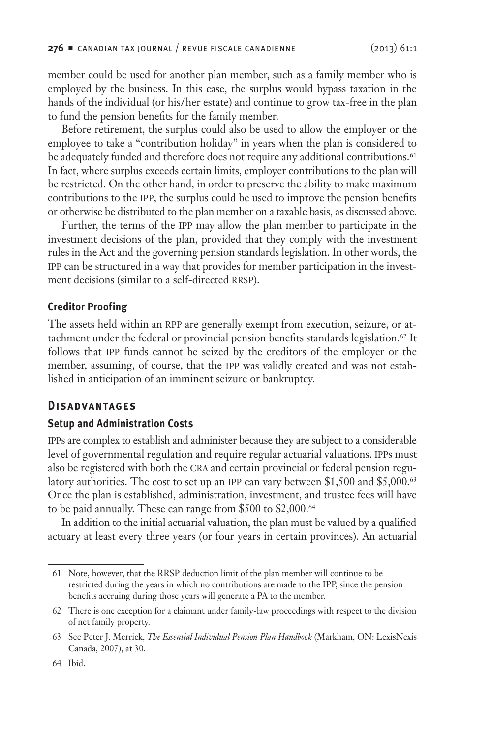member could be used for another plan member, such as a family member who is employed by the business. In this case, the surplus would bypass taxation in the hands of the individual (or his/her estate) and continue to grow tax-free in the plan to fund the pension benefits for the family member.

Before retirement, the surplus could also be used to allow the employer or the employee to take a "contribution holiday" in years when the plan is considered to be adequately funded and therefore does not require any additional contributions.[61] In fact, where surplus exceeds certain limits, employer contributions to the plan will be restricted. On the other hand, in order to preserve the ability to make maximum contributions to the IPP, the surplus could be used to improve the pension benefits or otherwise be distributed to the plan member on a taxable basis, as discussed above.

Further, the terms of the IPP may allow the plan member to participate in the investment decisions of the plan, provided that they comply with the investment rules in the Act and the governing pension standards legislation. In other words, the IPP can be structured in a way that provides for member participation in the investment decisions (similar to a self-directed RRSP).

### Creditor Proofing

The assets held within an RPP are generally exempt from execution, seizure, or attachment under the federal or provincial pension benefits standards legislation.[62] It follows that IPP funds cannot be seized by the creditors of the employer or the member, assuming, of course, that the IPP was validly created and was not established in anticipation of an imminent seizure or bankruptcy.

## Disadvantages

### Setup and Administration Costs

IPPs are complex to establish and administer because they are subject to a considerable level of governmental regulation and require regular actuarial valuations. IPPs must also be registered with both the CRA and certain provincial or federal pension regulatory authorities. The cost to set up an IPP can vary between \$1,500 and \$5,000.[63] Once the plan is established, administration, investment, and trustee fees will have to be paid annually. These can range from \$500 to \$2,000.[64]

In addition to the initial actuarial valuation, the plan must be valued by a qualified actuary at least every three years (or four years in certain provinces). An actuarial

---

61 Note, however, that the RRSP deduction limit of the plan member will continue to be restricted during the years in which no contributions are made to the IPP, since the pension benefits accruing during those years will generate a PA to the member.

62 There is one exception for a claimant under family-law proceedings with respect to the division of net family property.

63 See Peter J. Merrick, *The Essential Individual Pension Plan Handbook* (Markham, ON: LexisNexis Canada, 2007), at 30.

64 Ibid.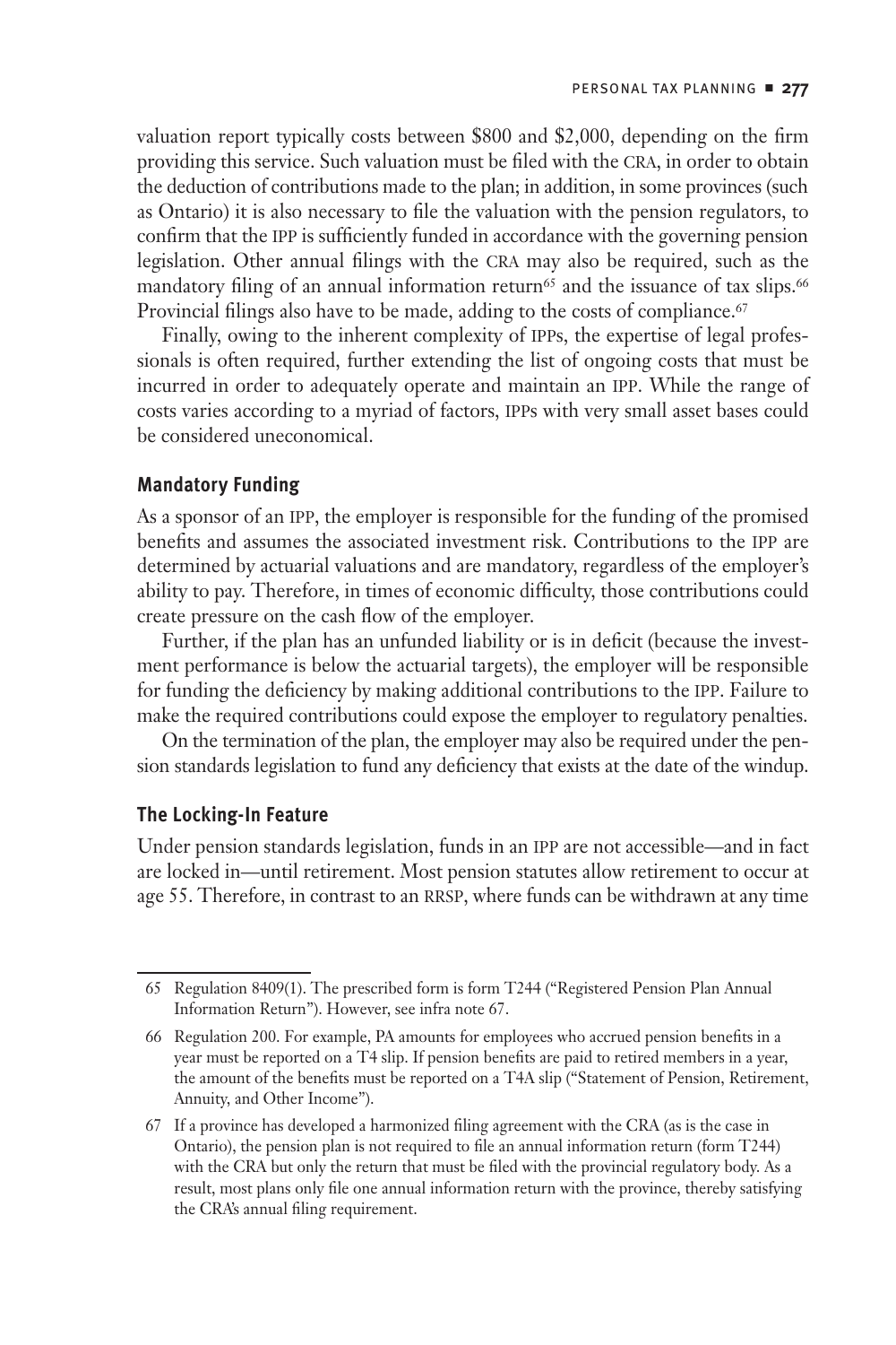valuation report typically costs between $800 and $2,000, depending on the firm providing this service. Such valuation must be filed with the CRA, in order to obtain the deduction of contributions made to the plan; in addition, in some provinces (such as Ontario) it is also necessary to file the valuation with the pension regulators, to confirm that the IPP is sufficiently funded in accordance with the governing pension legislation. Other annual filings with the CRA may also be required, such as the mandatory filing of an annual information return[65] and the issuance of tax slips.[66] Provincial filings also have to be made, adding to the costs of compliance.[67]

Finally, owing to the inherent complexity of IPPs, the expertise of legal professionals is often required, further extending the list of ongoing costs that must be incurred in order to adequately operate and maintain an IPP. While the range of costs varies according to a myriad of factors, IPPs with very small asset bases could be considered uneconomical.

### Mandatory Funding

As a sponsor of an IPP, the employer is responsible for the funding of the promised benefits and assumes the associated investment risk. Contributions to the IPP are determined by actuarial valuations and are mandatory, regardless of the employer's ability to pay. Therefore, in times of economic difficulty, those contributions could create pressure on the cash flow of the employer.

Further, if the plan has an unfunded liability or is in deficit (because the investment performance is below the actuarial targets), the employer will be responsible for funding the deficiency by making additional contributions to the IPP. Failure to make the required contributions could expose the employer to regulatory penalties.

On the termination of the plan, the employer may also be required under the pension standards legislation to fund any deficiency that exists at the date of the windup.

### The Locking-In Feature

Under pension standards legislation, funds in an IPP are not accessible—and in fact are locked in—until retirement. Most pension statutes allow retirement to occur at age 55. Therefore, in contrast to an RRSP, where funds can be withdrawn at any time

---

65 Regulation 8409(1). The prescribed form is form T244 ("Registered Pension Plan Annual Information Return"). However, see infra note 67.

66 Regulation 200. For example, PA amounts for employees who accrued pension benefits in a year must be reported on a T4 slip. If pension benefits are paid to retired members in a year, the amount of the benefits must be reported on a T4A slip ("Statement of Pension, Retirement, Annuity, and Other Income").

67 If a province has developed a harmonized filing agreement with the CRA (as is the case in Ontario), the pension plan is not required to file an annual information return (form T244) with the CRA but only the return that must be filed with the provincial regulatory body. As a result, most plans only file one annual information return with the province, thereby satisfying the CRA's annual filing requirement.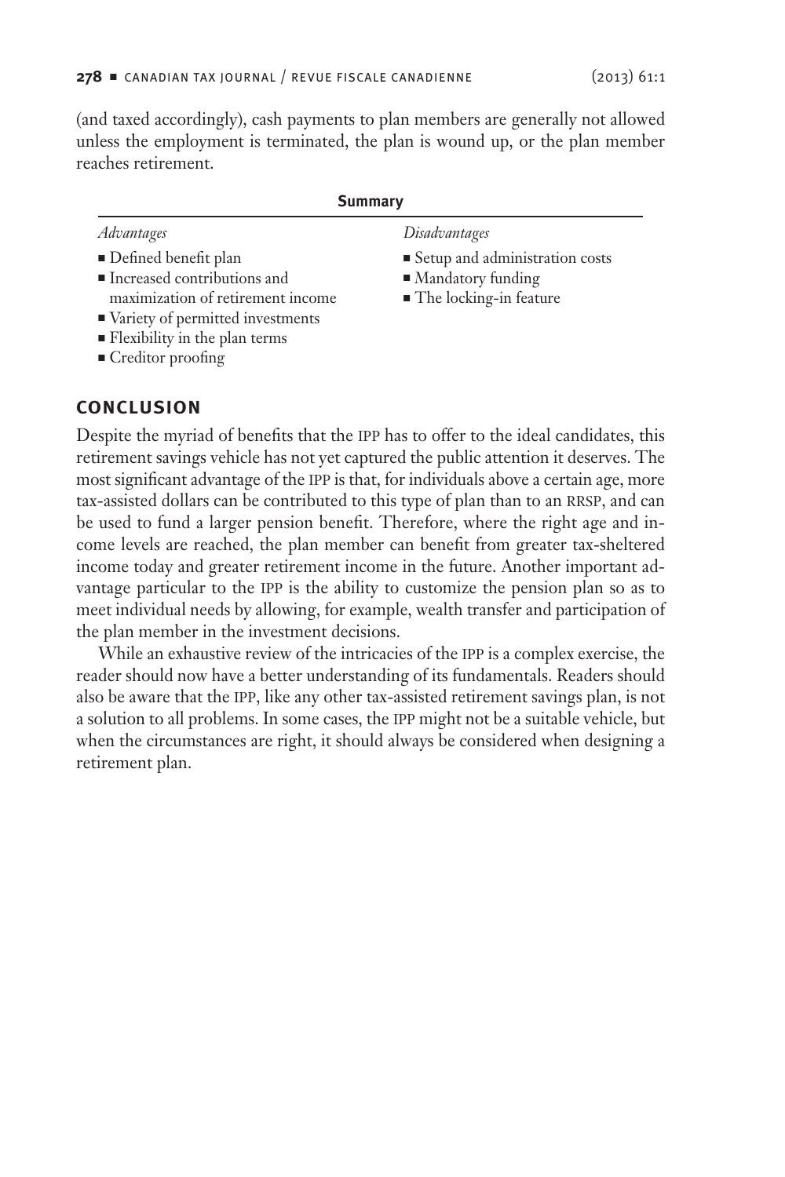(and taxed accordingly), cash payments to plan members are generally not allowed unless the employment is terminated, the plan is wound up, or the plan member reaches retirement.

**Summary**

| *Advantages* | *Disadvantages* |
|---|---|
| ■ Defined benefit plan | ■ Setup and administration costs |
| ■ Increased contributions and maximization of retirement income | ■ Mandatory funding |
| ■ Variety of permitted investments | ■ The locking-in feature |
| ■ Flexibility in the plan terms | |
| ■ Creditor proofing | |

## CONCLUSION

Despite the myriad of benefits that the IPP has to offer to the ideal candidates, this retirement savings vehicle has not yet captured the public attention it deserves. The most significant advantage of the IPP is that, for individuals above a certain age, more tax-assisted dollars can be contributed to this type of plan than to an RRSP, and can be used to fund a larger pension benefit. Therefore, where the right age and income levels are reached, the plan member can benefit from greater tax-sheltered income today and greater retirement income in the future. Another important advantage particular to the IPP is the ability to customize the pension plan so as to meet individual needs by allowing, for example, wealth transfer and participation of the plan member in the investment decisions.

While an exhaustive review of the intricacies of the IPP is a complex exercise, the reader should now have a better understanding of its fundamentals. Readers should also be aware that the IPP, like any other tax-assisted retirement savings plan, is not a solution to all problems. In some cases, the IPP might not be a suitable vehicle, but when the circumstances are right, it should always be considered when designing a retirement plan.